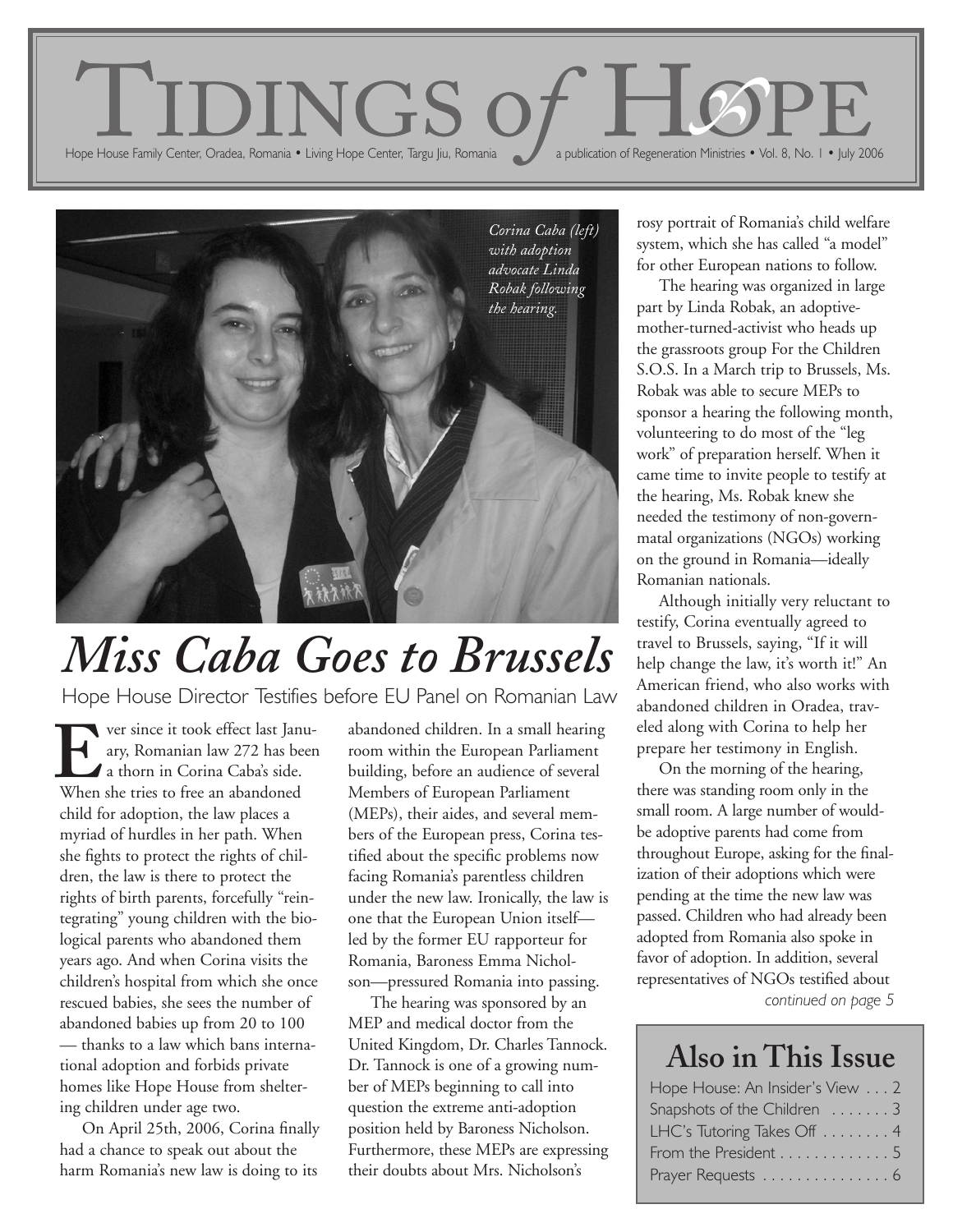# TIDINGS *of* HOPE

Hope House Family Center, Oradea, Romania • Living Hope Center, Targu Jiu, Romania — a publication of Regeneration Ministries • Vol. 8, No. 1 • July 2006

*Corina Caba (left) with adoption advocate Linda Robak following the hearing.*

## *Miss Caba Goes to Brussels*

### Hope House Director Testifies before EU Panel on Romanian Law

Ever since it took effect last January, Romanian law 272 has been a thorn in Corina Caba's side. When she tries to free an abandoned child for adoption, the law places a myriad of hurdles in her path. When she fights to protect the rights of children, the law is there to protect the rights of birth parents, forcefully "reintegrating" young children with the biological parents who abandoned them years ago. And when Corina visits the children's hospital from which she once rescued babies, she sees the number of abandoned babies up from 20 to 100 — thanks to a law which bans international adoption and forbids private homes like Hope House from sheltering children under age two.

On April 25th, 2006, Corina finally had a chance to speak out about the harm Romania's new law is doing to its abandoned children. In a small hearing room within the European Parliament building, before an audience of several Members of European Parliament (MEPs), their aides, and several members of the European press, Corina testified about the specific problems now facing Romania's parentless children under the new law. Ironically, the law is one that the European Union itself—led by the former EU rapporteur for Romania, Baroness Emma Nicholson—pressured Romania into passing.

The hearing was sponsored by an MEP and medical doctor from the United Kingdom, Dr. Charles Tannock. Dr. Tannock is one of a growing number of MEPs beginning to call into question the extreme anti-adoption position held by Baroness Nicholson. Furthermore, these MEPs are expressing their doubts about Mrs. Nicholson's rosy portrait of Romania's child welfare system, which she has called "a model" for other European nations to follow.

The hearing was organized in large part by Linda Robak, an adoptive-mother-turned-activist who heads up the grassroots group For the Children S.O.S. In a March trip to Brussels, Ms. Robak was able to secure MEPs to sponsor a hearing the following month, volunteering to do most of the "leg work" of preparation herself. When it came time to invite people to testify at the hearing, Ms. Robak knew she needed the testimony of non-governmatal organizations (NGOs) working on the ground in Romania—ideally Romanian nationals.

Although initially very reluctant to testify, Corina eventually agreed to travel to Brussels, saying, "If it will help change the law, it's worth it!" An American friend, who also works with abandoned children in Oradea, traveled along with Corina to help her prepare her testimony in English.

On the morning of the hearing, there was standing room only in the small room. A large number of would-be adoptive parents had come from throughout Europe, asking for the finalization of their adoptions which were pending at the time the new law was passed. Children who had already been adopted from Romania also spoke in favor of adoption. In addition, several representatives of NGOs testified about

*continued on page 5*

### Also in This Issue

- Hope House: An Insider's View . . . 2
- Snapshots of the Children . . . . . . . 3
- LHC's Tutoring Takes Off . . . . . . . . 4
- From the President . . . . . . . . . . . . . 5
- Prayer Requests . . . . . . . . . . . . . . . 6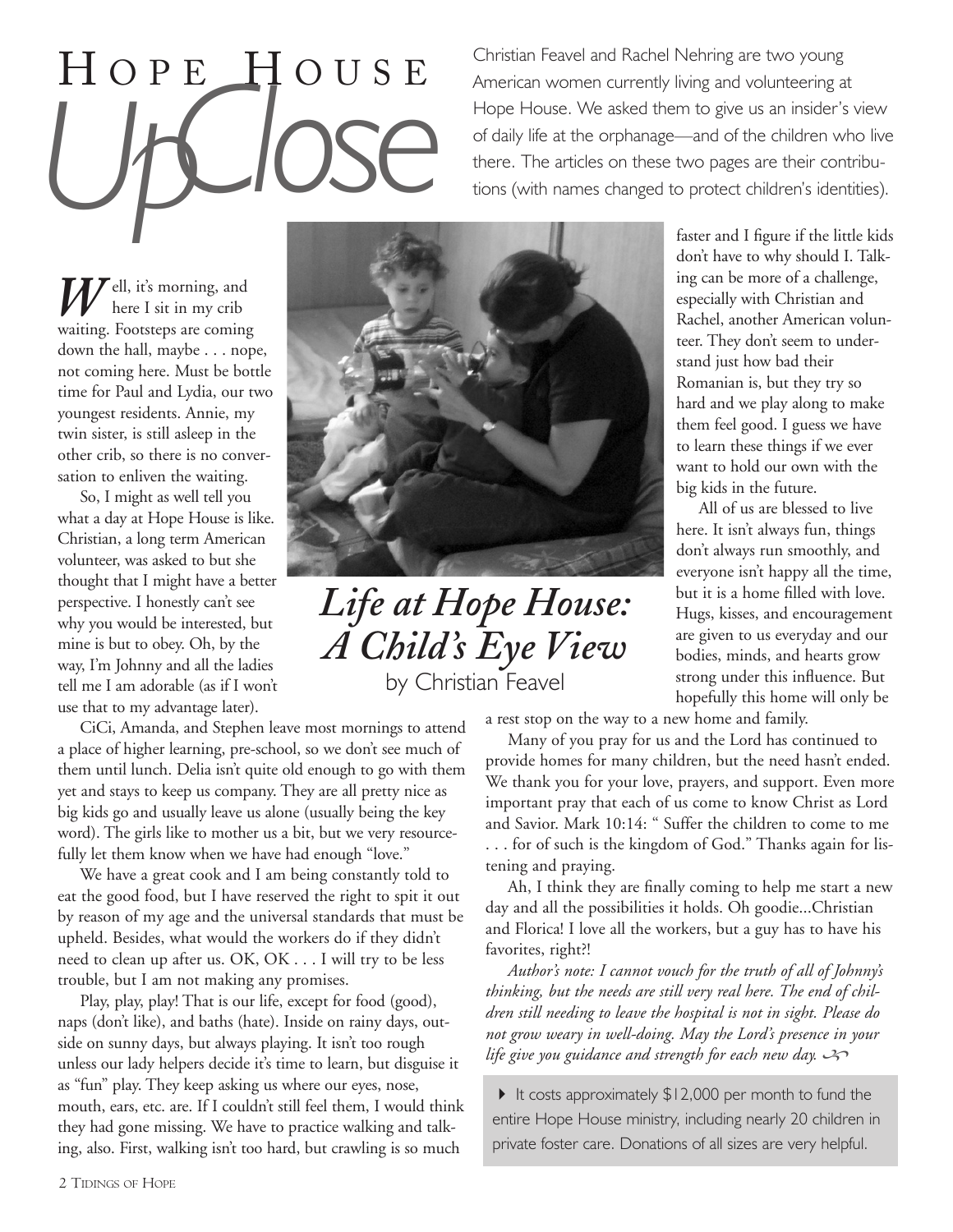# HOPE HOUSE *UpClose*

Christian Feavel and Rachel Nehring are two young American women currently living and volunteering at Hope House. We asked them to give us an insider's view of daily life at the orphanage—and of the children who live there. The articles on these two pages are their contributions (with names changed to protect children's identities).

## *Life at Hope House: A Child's Eye View*

by Christian Feavel

*W*ell, it's morning, and here I sit in my crib waiting. Footsteps are coming down the hall, maybe . . . nope, not coming here. Must be bottle time for Paul and Lydia, our two youngest residents. Annie, my twin sister, is still asleep in the other crib, so there is no conversation to enliven the waiting.

So, I might as well tell you what a day at Hope House is like. Christian, a long term American volunteer, was asked to but she thought that I might have a better perspective. I honestly can't see why you would be interested, but mine is but to obey. Oh, by the way, I'm Johnny and all the ladies tell me I am adorable (as if I won't use that to my advantage later).

CiCi, Amanda, and Stephen leave most mornings to attend a place of higher learning, pre-school, so we don't see much of them until lunch. Delia isn't quite old enough to go with them yet and stays to keep us company. They are all pretty nice as big kids go and usually leave us alone (usually being the key word). The girls like to mother us a bit, but we very resourcefully let them know when we have had enough "love."

We have a great cook and I am being constantly told to eat the good food, but I have reserved the right to spit it out by reason of my age and the universal standards that must be upheld. Besides, what would the workers do if they didn't need to clean up after us. OK, OK . . . I will try to be less trouble, but I am not making any promises.

Play, play, play! That is our life, except for food (good), naps (don't like), and baths (hate). Inside on rainy days, outside on sunny days, but always playing. It isn't too rough unless our lady helpers decide it's time to learn, but disguise it as "fun" play. They keep asking us where our eyes, nose, mouth, ears, etc. are. If I couldn't still feel them, I would think they had gone missing. We have to practice walking and talking, also. First, walking isn't too hard, but crawling is so much faster and I figure if the little kids don't have to why should I. Talking can be more of a challenge, especially with Christian and Rachel, another American volunteer. They don't seem to understand just how bad their Romanian is, but they try so hard and we play along to make them feel good. I guess we have to learn these things if we ever want to hold our own with the big kids in the future.

All of us are blessed to live here. It isn't always fun, things don't always run smoothly, and everyone isn't happy all the time, but it is a home filled with love. Hugs, kisses, and encouragement are given to us everyday and our bodies, minds, and hearts grow strong under this influence. But hopefully this home will only be a rest stop on the way to a new home and family.

Many of you pray for us and the Lord has continued to provide homes for many children, but the need hasn't ended. We thank you for your love, prayers, and support. Even more important pray that each of us come to know Christ as Lord and Savior. Mark 10:14: " Suffer the children to come to me . . . for of such is the kingdom of God." Thanks again for listening and praying.

Ah, I think they are finally coming to help me start a new day and all the possibilities it holds. Oh goodie...Christian and Florica! I love all the workers, but a guy has to have his favorites, right?!

*Author's note: I cannot vouch for the truth of all of Johnny's thinking, but the needs are still very real here. The end of children still needing to leave the hospital is not in sight. Please do not grow weary in well-doing. May the Lord's presence in your life give you guidance and strength for each new day.*

▸ It costs approximately $12,000 per month to fund the entire Hope House ministry, including nearly 20 children in private foster care. Donations of all sizes are very helpful.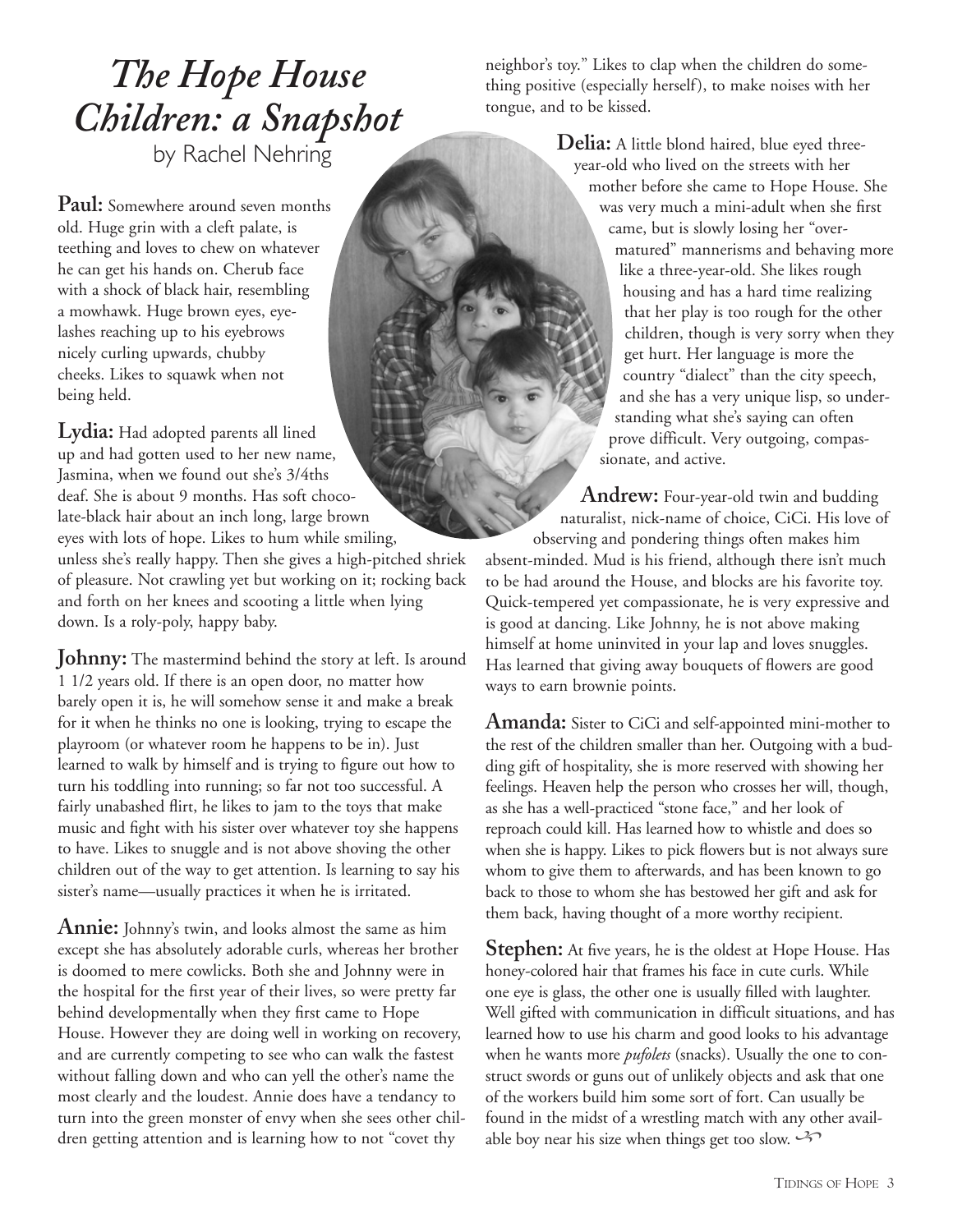# *The Hope House Children: a Snapshot*

by Rachel Nehring

**Paul:** Somewhere around seven months old. Huge grin with a cleft palate, is teething and loves to chew on whatever he can get his hands on. Cherub face with a shock of black hair, resembling a mowhawk. Huge brown eyes, eyelashes reaching up to his eyebrows nicely curling upwards, chubby cheeks. Likes to squawk when not being held.

**Lydia:** Had adopted parents all lined up and had gotten used to her new name, Jasmina, when we found out she's 3/4ths deaf. She is about 9 months. Has soft chocolate-black hair about an inch long, large brown eyes with lots of hope. Likes to hum while smiling, unless she's really happy. Then she gives a high-pitched shriek of pleasure. Not crawling yet but working on it; rocking back and forth on her knees and scooting a little when lying down. Is a roly-poly, happy baby.

**Johnny:** The mastermind behind the story at left. Is around 1 1/2 years old. If there is an open door, no matter how barely open it is, he will somehow sense it and make a break for it when he thinks no one is looking, trying to escape the playroom (or whatever room he happens to be in). Just learned to walk by himself and is trying to figure out how to turn his toddling into running; so far not too successful. A fairly unabashed flirt, he likes to jam to the toys that make music and fight with his sister over whatever toy she happens to have. Likes to snuggle and is not above shoving the other children out of the way to get attention. Is learning to say his sister's name—usually practices it when he is irritated.

**Annie:** Johnny's twin, and looks almost the same as him except she has absolutely adorable curls, whereas her brother is doomed to mere cowlicks. Both she and Johnny were in the hospital for the first year of their lives, so were pretty far behind developmentally when they first came to Hope House. However they are doing well in working on recovery, and are currently competing to see who can walk the fastest without falling down and who can yell the other's name the most clearly and the loudest. Annie does have a tendancy to turn into the green monster of envy when she sees other children getting attention and is learning how to not "covet thy neighbor's toy." Likes to clap when the children do something positive (especially herself), to make noises with her tongue, and to be kissed.

**Delia:** A little blond haired, blue eyed three-year-old who lived on the streets with her mother before she came to Hope House. She was very much a mini-adult when she first came, but is slowly losing her "over-matured" mannerisms and behaving more like a three-year-old. She likes rough housing and has a hard time realizing that her play is too rough for the other children, though is very sorry when they get hurt. Her language is more the country "dialect" than the city speech, and she has a very unique lisp, so understanding what she's saying can often prove difficult. Very outgoing, compassionate, and active.

**Andrew:** Four-year-old twin and budding naturalist, nick-name of choice, CiCi. His love of observing and pondering things often makes him absent-minded. Mud is his friend, although there isn't much to be had around the House, and blocks are his favorite toy. Quick-tempered yet compassionate, he is very expressive and is good at dancing. Like Johnny, he is not above making himself at home uninvited in your lap and loves snuggles. Has learned that giving away bouquets of flowers are good ways to earn brownie points.

**Amanda:** Sister to CiCi and self-appointed mini-mother to the rest of the children smaller than her. Outgoing with a budding gift of hospitality, she is more reserved with showing her feelings. Heaven help the person who crosses her will, though, as she has a well-practiced "stone face," and her look of reproach could kill. Has learned how to whistle and does so when she is happy. Likes to pick flowers but is not always sure whom to give them to afterwards, and has been known to go back to those to whom she has bestowed her gift and ask for them back, having thought of a more worthy recipient.

**Stephen:** At five years, he is the oldest at Hope House. Has honey-colored hair that frames his face in cute curls. While one eye is glass, the other one is usually filled with laughter. Well gifted with communication in difficult situations, and has learned how to use his charm and good looks to his advantage when he wants more *pufolets* (snacks). Usually the one to construct swords or guns out of unlikely objects and ask that one of the workers build him some sort of fort. Can usually be found in the midst of a wrestling match with any other available boy near his size when things get too slow.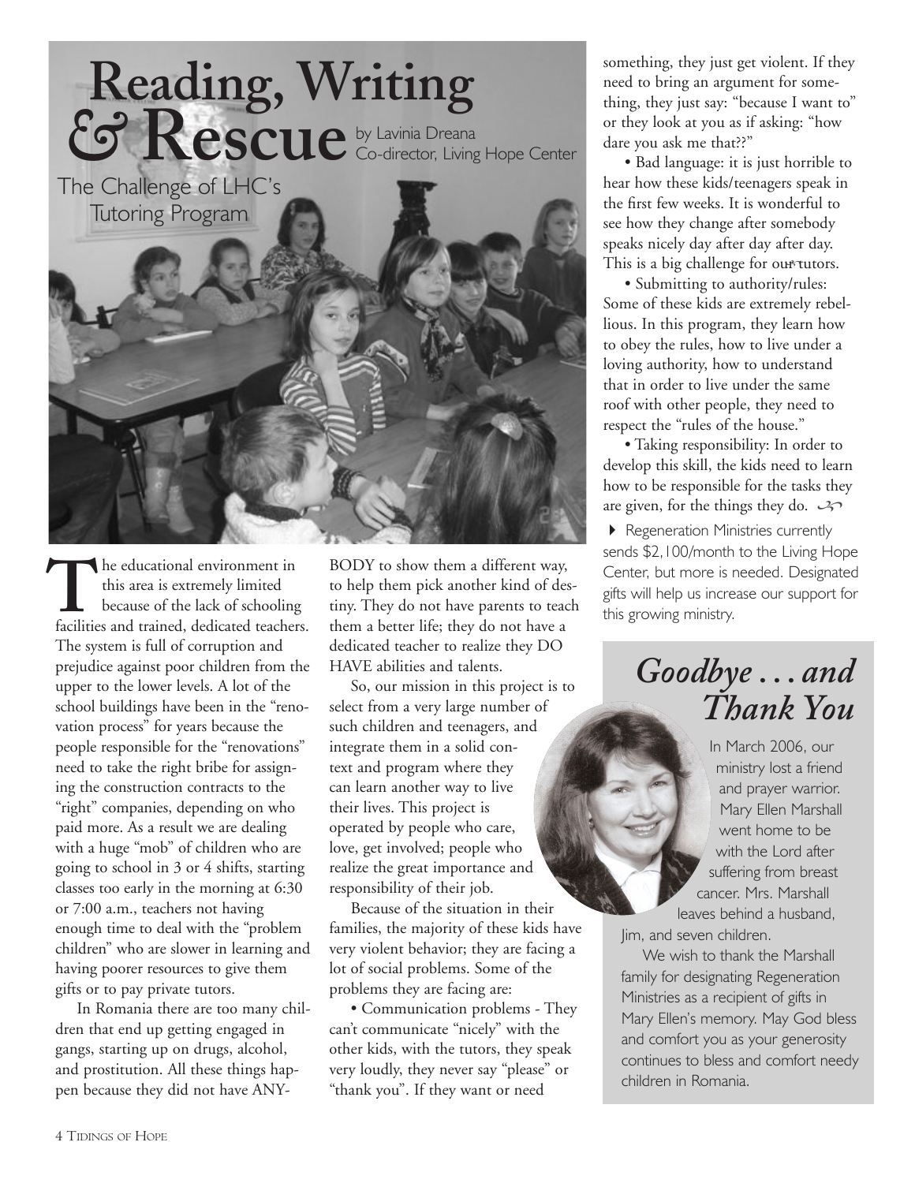# Reading, Writing & Rescue

by Lavinia Dreana
Co-director, Living Hope Center

## The Challenge of LHC's Tutoring Program

The educational environment in this area is extremely limited because of the lack of schooling facilities and trained, dedicated teachers. The system is full of corruption and prejudice against poor children from the upper to the lower levels. A lot of the school buildings have been in the "renovation process" for years because the people responsible for the "renovations" need to take the right bribe for assigning the construction contracts to the "right" companies, depending on who paid more. As a result we are dealing with a huge "mob" of children who are going to school in 3 or 4 shifts, starting classes too early in the morning at 6:30 or 7:00 a.m., teachers not having enough time to deal with the "problem children" who are slower in learning and having poorer resources to give them gifts or to pay private tutors.

In Romania there are too many children that end up getting engaged in gangs, starting up on drugs, alcohol, and prostitution. All these things happen because they did not have ANYBODY to show them a different way, to help them pick another kind of destiny. They do not have parents to teach them a better life; they do not have a dedicated teacher to realize they DO HAVE abilities and talents.

So, our mission in this project is to select from a very large number of such children and teenagers, and integrate them in a solid context and program where they can learn another way to live their lives. This project is operated by people who care, love, get involved; people who realize the great importance and responsibility of their job.

Because of the situation in their families, the majority of these kids have very violent behavior; they are facing a lot of social problems. Some of the problems they are facing are:

- Communication problems - They can't communicate "nicely" with the other kids, with the tutors, they speak very loudly, they never say "please" or "thank you". If they want or need something, they just get violent. If they need to bring an argument for something, they just say: "because I want to" or they look at you as if asking: "how dare you ask me that??"
- Bad language: it is just horrible to hear how these kids/teenagers speak in the first few weeks. It is wonderful to see how they change after somebody speaks nicely day after day after day. This is a big challenge for our tutors.
- Submitting to authority/rules: Some of these kids are extremely rebellious. In this program, they learn how to obey the rules, how to live under a loving authority, how to understand that in order to live under the same roof with other people, they need to respect the "rules of the house."
- Taking responsibility: In order to develop this skill, the kids need to learn how to be responsible for the tasks they are given, for the things they do.

▸ Regeneration Ministries currently sends $2,100/month to the Living Hope Center, but more is needed. Designated gifts will help us increase our support for this growing ministry.

## *Goodbye . . . and Thank You*

In March 2006, our ministry lost a friend and prayer warrior. Mary Ellen Marshall went home to be with the Lord after suffering from breast cancer. Mrs. Marshall leaves behind a husband, Jim, and seven children.

We wish to thank the Marshall family for designating Regeneration Ministries as a recipient of gifts in Mary Ellen's memory. May God bless and comfort you as your generosity continues to bless and comfort needy children in Romania.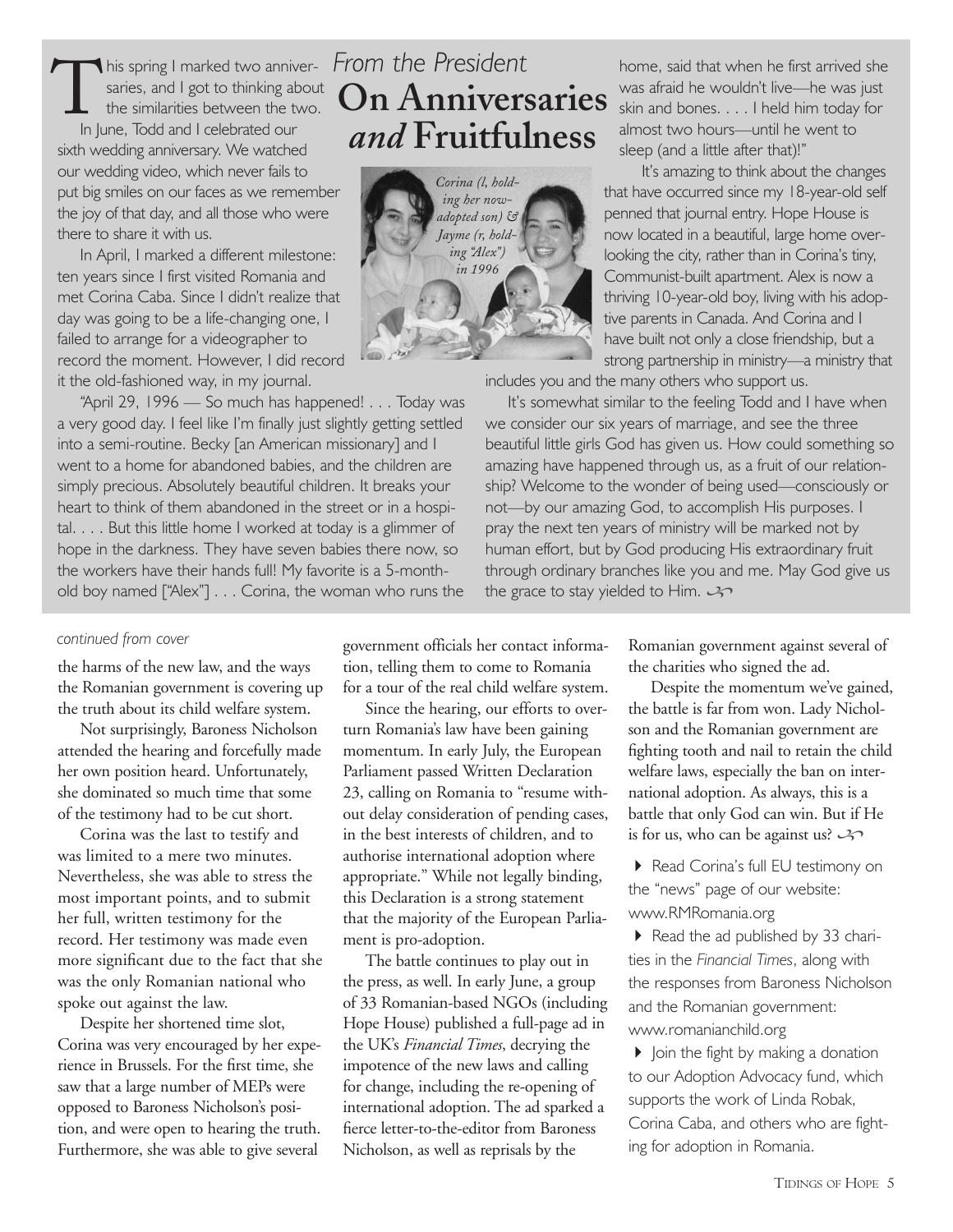## From the President

# On Anniversaries *and* Fruitfulness

This spring I marked two anniversaries, and I got to thinking about the similarities between the two.

In June, Todd and I celebrated our sixth wedding anniversary. We watched our wedding video, which never fails to put big smiles on our faces as we remember the joy of that day, and all those who were there to share it with us.

In April, I marked a different milestone: ten years since I first visited Romania and met Corina Caba. Since I didn't realize that day was going to be a life-changing one, I failed to arrange for a videographer to record the moment. However, I did record it the old-fashioned way, in my journal.

"April 29, 1996 — So much has happened! . . . Today was a very good day. I feel like I'm finally just slightly getting settled into a semi-routine. Becky [an American missionary] and I went to a home for abandoned babies, and the children are simply precious. Absolutely beautiful children. It breaks your heart to think of them abandoned in the street or in a hospital. . . . But this little home I worked at today is a glimmer of hope in the darkness. They have seven babies there now, so the workers have their hands full! My favorite is a 5-month-old boy named ["Alex"] . . . Corina, the woman who runs the home, said that when he first arrived she was afraid he wouldn't live—he was just skin and bones. . . . I held him today for almost two hours—until he went to sleep (and a little after that)!"

*Corina (l, holding her now-adopted son) & Jayme (r, holding "Alex") in 1996*

It's amazing to think about the changes that have occurred since my 18-year-old self penned that journal entry. Hope House is now located in a beautiful, large home overlooking the city, rather than in Corina's tiny, Communist-built apartment. Alex is now a thriving 10-year-old boy, living with his adoptive parents in Canada. And Corina and I have built not only a close friendship, but a strong partnership in ministry—a ministry that includes you and the many others who support us.

It's somewhat similar to the feeling Todd and I have when we consider our six years of marriage, and see the three beautiful little girls God has given us. How could something so amazing have happened through us, as a fruit of our relationship? Welcome to the wonder of being used—consciously or not—by our amazing God, to accomplish His purposes. I pray the next ten years of ministry will be marked not by human effort, but by God producing His extraordinary fruit through ordinary branches like you and me. May God give us the grace to stay yielded to Him.

---

*continued from cover*

the harms of the new law, and the ways the Romanian government is covering up the truth about its child welfare system.

Not surprisingly, Baroness Nicholson attended the hearing and forcefully made her own position heard. Unfortunately, she dominated so much time that some of the testimony had to be cut short.

Corina was the last to testify and was limited to a mere two minutes. Nevertheless, she was able to stress the most important points, and to submit her full, written testimony for the record. Her testimony was made even more significant due to the fact that she was the only Romanian national who spoke out against the law.

Despite her shortened time slot, Corina was very encouraged by her experience in Brussels. For the first time, she saw that a large number of MEPs were opposed to Baroness Nicholson's position, and were open to hearing the truth. Furthermore, she was able to give several government officials her contact information, telling them to come to Romania for a tour of the real child welfare system.

Since the hearing, our efforts to overturn Romania's law have been gaining momentum. In early July, the European Parliament passed Written Declaration 23, calling on Romania to "resume without delay consideration of pending cases, in the best interests of children, and to authorise international adoption where appropriate." While not legally binding, this Declaration is a strong statement that the majority of the European Parliament is pro-adoption.

The battle continues to play out in the press, as well. In early June, a group of 33 Romanian-based NGOs (including Hope House) published a full-page ad in the UK's *Financial Times*, decrying the impotence of the new laws and calling for change, including the re-opening of international adoption. The ad sparked a fierce letter-to-the-editor from Baroness Nicholson, as well as reprisals by the Romanian government against several of the charities who signed the ad.

Despite the momentum we've gained, the battle is far from won. Lady Nicholson and the Romanian government are fighting tooth and nail to retain the child welfare laws, especially the ban on international adoption. As always, this is a battle that only God can win. But if He is for us, who can be against us?

- Read Corina's full EU testimony on the "news" page of our website: www.RMRomania.org
- Read the ad published by 33 charities in the *Financial Times*, along with the responses from Baroness Nicholson and the Romanian government: www.romanianchild.org
- Join the fight by making a donation to our Adoption Advocacy fund, which supports the work of Linda Robak, Corina Caba, and others who are fighting for adoption in Romania.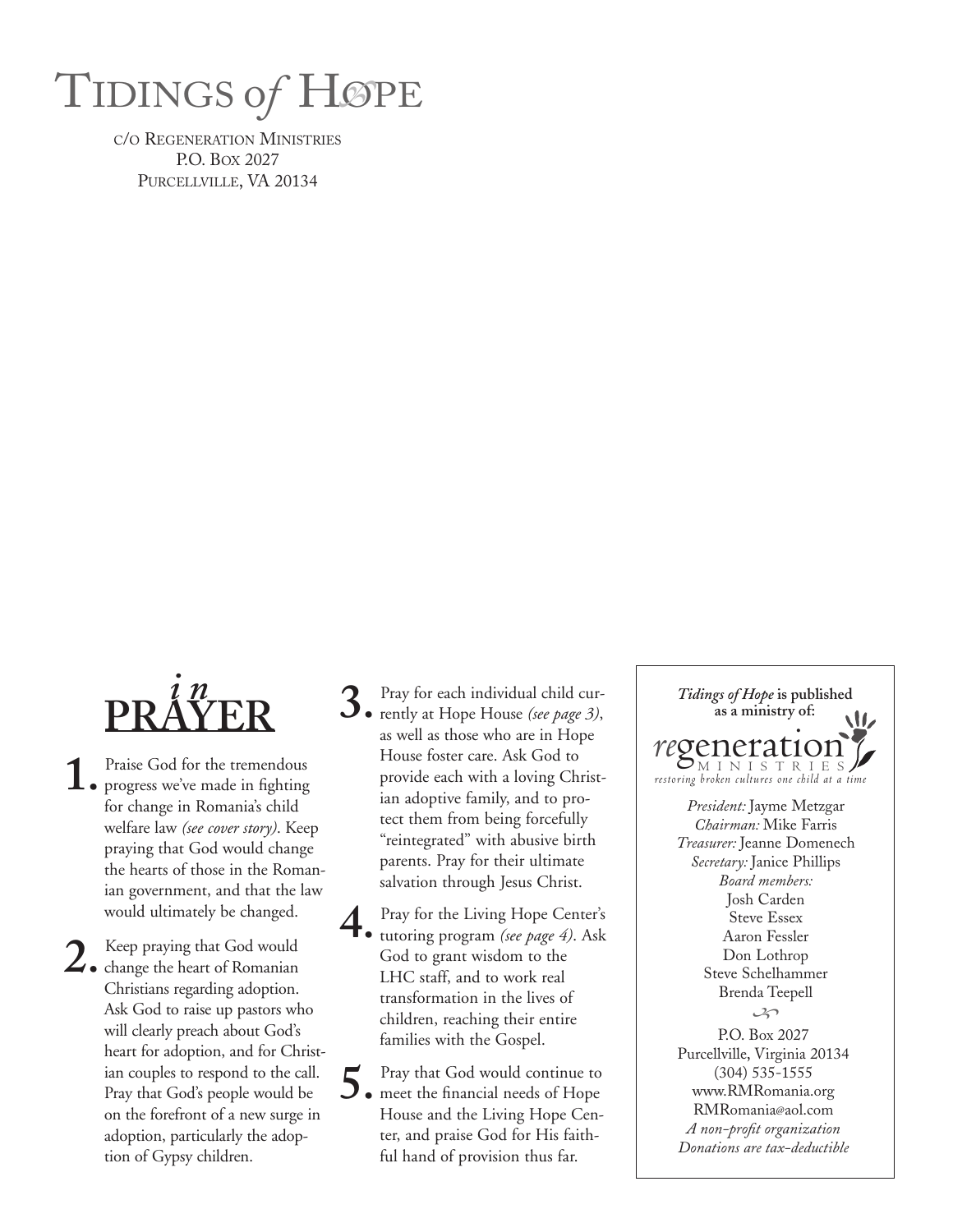# TIDINGS of HOPE

c/o Regeneration Ministries
P.O. Box 2027
Purcellville, VA 20134

## *in* PRAYER

1. Praise God for the tremendous progress we've made in fighting for change in Romania's child welfare law *(see cover story)*. Keep praying that God would change the hearts of those in the Romanian government, and that the law would ultimately be changed.

2. Keep praying that God would change the heart of Romanian Christians regarding adoption. Ask God to raise up pastors who will clearly preach about God's heart for adoption, and for Christian couples to respond to the call. Pray that God's people would be on the forefront of a new surge in adoption, particularly the adoption of Gypsy children.

3. Pray for each individual child currently at Hope House *(see page 3)*, as well as those who are in Hope House foster care. Ask God to provide each with a loving Christian adoptive family, and to protect them from being forcefully "reintegrated" with abusive birth parents. Pray for their ultimate salvation through Jesus Christ.

4. Pray for the Living Hope Center's tutoring program *(see page 4)*. Ask God to grant wisdom to the LHC staff, and to work real transformation in the lives of children, reaching their entire families with the Gospel.

5. Pray that God would continue to meet the financial needs of Hope House and the Living Hope Center, and praise God for His faithful hand of provision thus far.

**_Tidings of Hope_ is published as a ministry of:**

regeneration MINISTRIES
*restoring broken cultures one child at a time*

*President:* Jayme Metzgar
*Chairman:* Mike Farris
*Treasurer:* Jeanne Domenech
*Secretary:* Janice Phillips
*Board members:*
Josh Carden
Steve Essex
Aaron Fessler
Don Lothrop
Steve Schelhammer
Brenda Teepell

P.O. Box 2027
Purcellville, Virginia 20134
(304) 535-1555
www.RMRomania.org
RMRomania@aol.com
*A non-profit organization*
*Donations are tax-deductible*